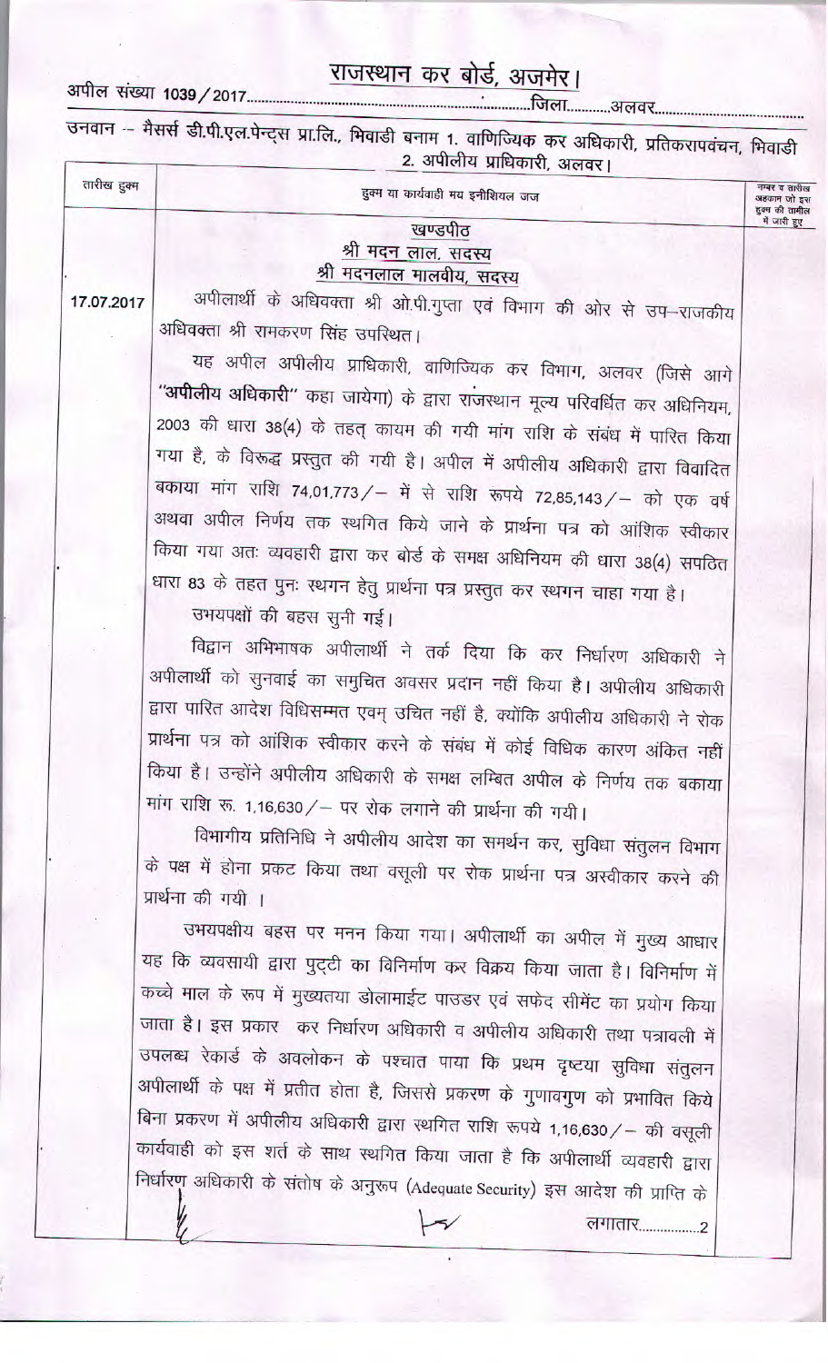# राजस्थान कर बोर्ड, अजमेर।

अपील संख्या 1039/2017.............................................................जिला...........अलवर.......................................

उनवान -- मैसर्स डी.पी.एल.पेन्ट्स प्रा.लि., भिवाडी बनाम 1. वाणिज्यिक कर अधिकारी, प्रतिकरापवंचन, भिवाडी 2. अपीलीय प्राधिकारी, अलवर।

| तारीख हुक्म | हुक्म या कार्यवाही मय इनीशियल जज | नम्बर व तारीख अहकाम जो इस हुक्म की तामील में जारी हुए |
|---|---|---|
| 17.07.2017 | **खण्डपीठ**<br>**श्री मदन लाल, सदस्य**<br>**श्री मदनलाल मालवीय, सदस्य**<br><br>अपीलार्थी के अधिवक्ता श्री ओ.पी.गुप्ता एवं विभाग की ओर से उप-राजकीय अधिवक्ता श्री रामकरण सिंह उपस्थित।<br><br>यह अपील अपीलीय प्राधिकारी, वाणिज्यिक कर विभाग, अलवर (जिसे आगे **"अपीलीय अधिकारी"** कहा जायेगा) के द्वारा राजस्थान मूल्य परिवर्धित कर अधिनियम, 2003 की धारा 38(4) के तहत् कायम की गयी मांग राशि के संबंध में पारित किया गया है, के विरूद्ध प्रस्तुत की गयी है। अपील में अपीलीय अधिकारी द्वारा विवादित बकाया मांग राशि 74,01,773/- में से राशि रूपये 72,85,143/- को एक वर्ष अथवा अपील निर्णय तक स्थगित किये जाने के प्रार्थना पत्र को आंशिक स्वीकार किया गया अतः व्यवहारी द्वारा कर बोर्ड के समक्ष अधिनियम की धारा 38(4) सपठित धारा 83 के तहत पुनः स्थगन हेतु प्रार्थना पत्र प्रस्तुत कर स्थगन चाहा गया है।<br><br>उभयपक्षों की बहस सुनी गई।<br><br>विद्वान अभिभाषक अपीलार्थी ने तर्क दिया कि कर निर्धारण अधिकारी ने अपीलार्थी को सुनवाई का समुचित अवसर प्रदान नहीं किया है। अपीलीय अधिकारी द्वारा पारित आदेश विधिसम्मत एवम् उचित नहीं है, क्योंकि अपीलीय अधिकारी ने रोक प्रार्थना पत्र को आंशिक स्वीकार करने के संबंध में कोई विधिक कारण अंकित नहीं किया है। उन्होंने अपीलीय अधिकारी के समक्ष लम्बित अपील के निर्णय तक बकाया मांग राशि रू. 1,16,630/- पर रोक लगाने की प्रार्थना की गयी।<br><br>विभागीय प्रतिनिधि ने अपीलीय आदेश का समर्थन कर, सुविधा संतुलन विभाग के पक्ष में होना प्रकट किया तथा वसूली पर रोक प्रार्थना पत्र अस्वीकार करने की प्रार्थना की गयी ।<br><br>उभयपक्षीय बहस पर मनन किया गया। अपीलार्थी का अपील में मुख्य आधार यह कि व्यवसायी द्वारा पुट्टी का विनिर्माण कर विक्रय किया जाता है। विनिर्माण में कच्चे माल के रूप में मुख्यतया डोलामाईट पाउडर एवं सफेद सीमेंट का प्रयोग किया जाता है। इस प्रकार कर निर्धारण अधिकारी व अपीलीय अधिकारी तथा पत्रावली में उपलब्ध रेकार्ड के अवलोकन के पश्चात पाया कि प्रथम दृष्टया सुविधा संतुलन अपीलार्थी के पक्ष में प्रतीत होता है, जिससे प्रकरण के गुणावगुण को प्रभावित किये बिना प्रकरण में अपीलीय अधिकारी द्वारा स्थगित राशि रूपये 1,16,630/- की वसूली कार्यवाही को इस शर्त के साथ स्थगित किया जाता है कि अपीलार्थी व्यवहारी द्वारा निर्धारण अधिकारी के संतोष के अनुरूप (Adequate Security) इस आदेश की प्राप्ति के<br><br>लगातार................2 | |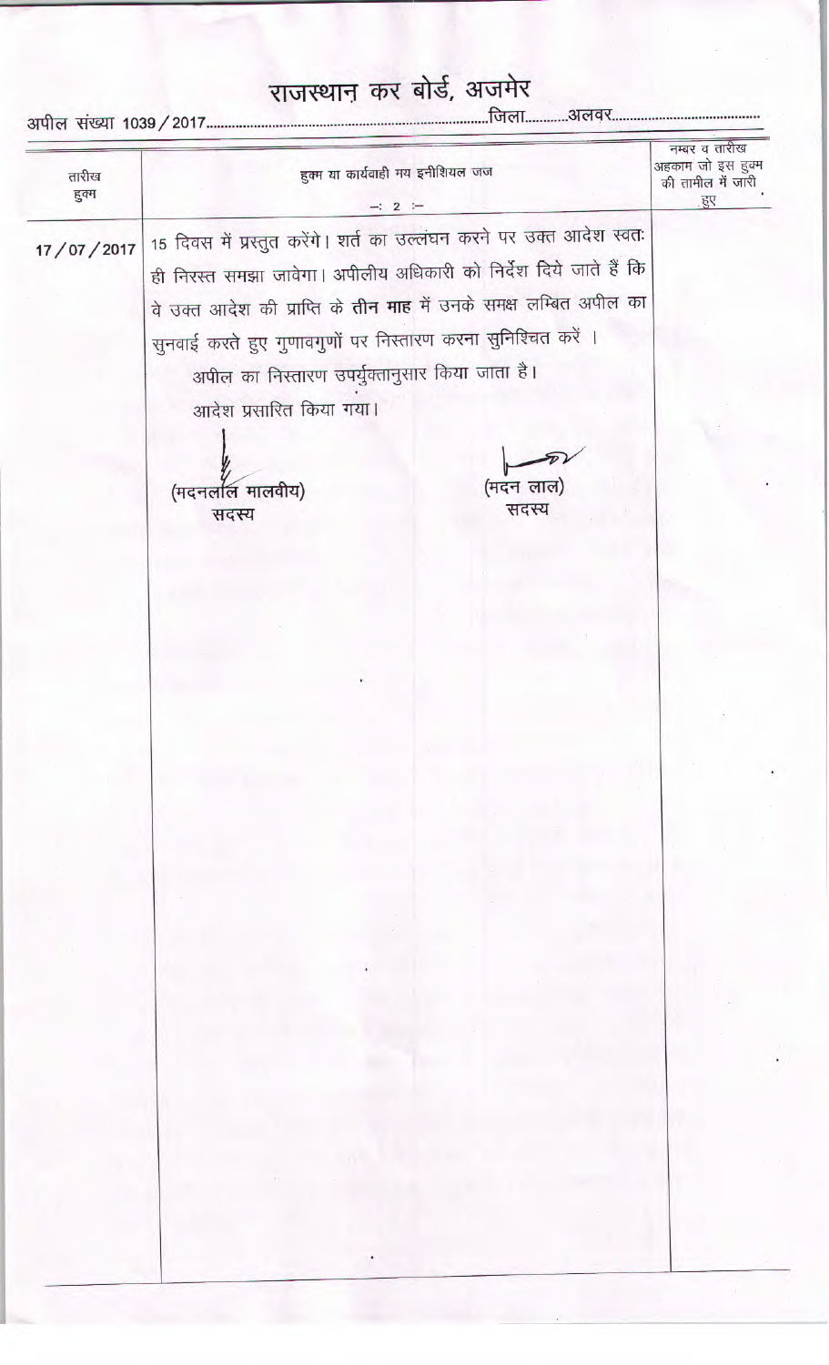# राजस्थान कर बोर्ड, अजमेर

अपील संख्या 1039/2017............................................जिला...........अलवर..........................

| तारीख हुक्म | हुक्म या कार्यवाही मय इनीशियल जज -: 2 :- | नम्बर व तारीख अहकाम जो इस हुक्म की तामील में जारी हुए |
|---|---|---|
| 17/07/2017 | 15 दिवस में प्रस्तुत करेंगे। शर्त का उल्लंघन करने पर उक्त आदेश स्वतः ही निरस्त समझा जावेगा। अपीलीय अधिकारी को निर्देश दिये जाते हैं कि वे उक्त आदेश की प्राप्ति के **तीन माह** में उनके समक्ष लम्बित अपील का सुनवाई करते हुए गुणावगुणों पर निस्तारण करना सुनिश्चित करें । <br> अपील का निस्तारण उपर्युक्तानुसार किया जाता है। <br> आदेश प्रसारित किया गया। <br><br> (मदनलाल मालवीय) सदस्य &nbsp;&nbsp;&nbsp;&nbsp; (मदन लाल) सदस्य | |